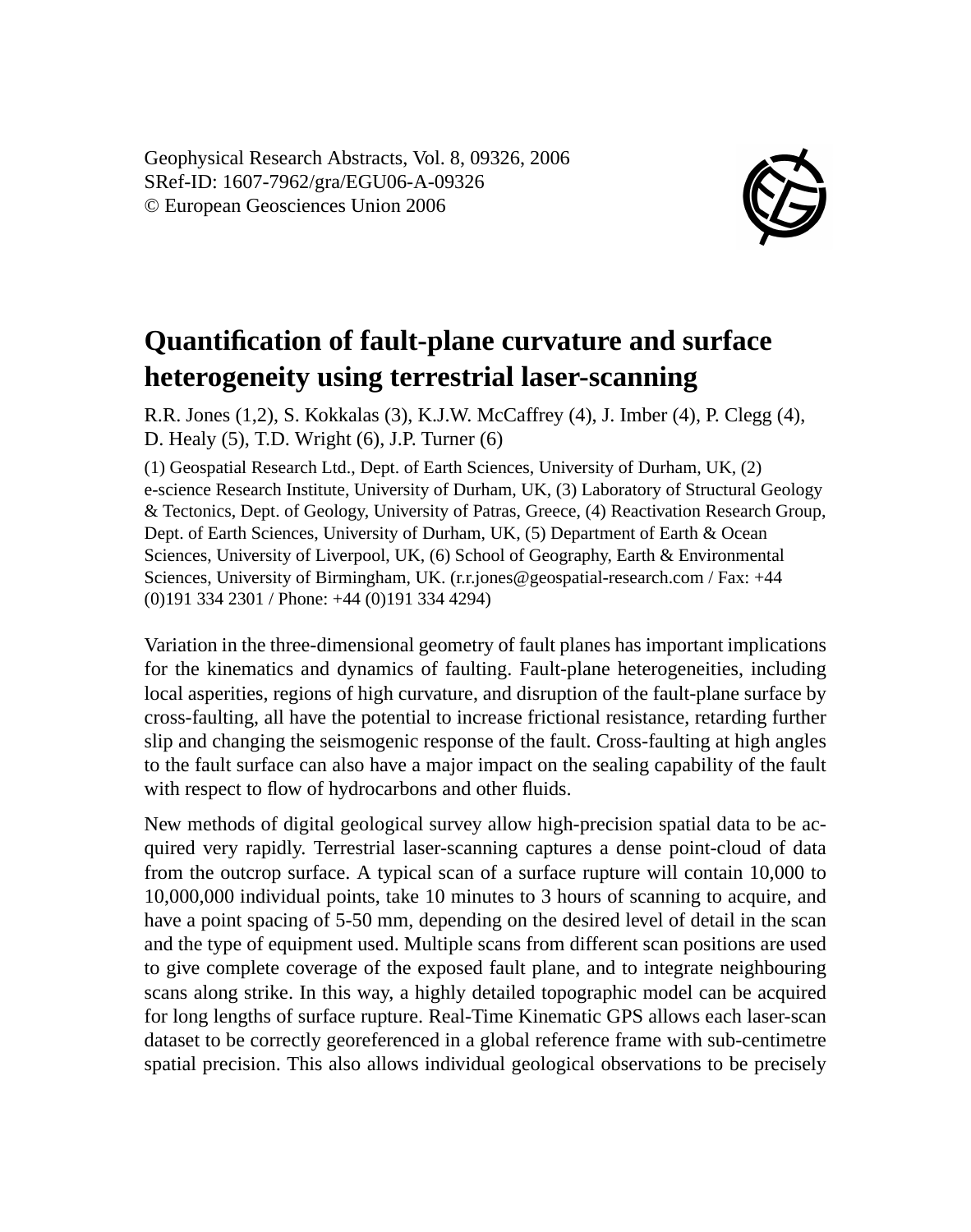Geophysical Research Abstracts, Vol. 8, 09326, 2006
SRef-ID: 1607-7962/gra/EGU06-A-09326
© European Geosciences Union 2006

# Quantification of fault-plane curvature and surface heterogeneity using terrestrial laser-scanning

R.R. Jones (1,2), S. Kokkalas (3), K.J.W. McCaffrey (4), J. Imber (4), P. Clegg (4), D. Healy (5), T.D. Wright (6), J.P. Turner (6)

(1) Geospatial Research Ltd., Dept. of Earth Sciences, University of Durham, UK, (2) e-science Research Institute, University of Durham, UK, (3) Laboratory of Structural Geology & Tectonics, Dept. of Geology, University of Patras, Greece, (4) Reactivation Research Group, Dept. of Earth Sciences, University of Durham, UK, (5) Department of Earth & Ocean Sciences, University of Liverpool, UK, (6) School of Geography, Earth & Environmental Sciences, University of Birmingham, UK. (r.r.jones@geospatial-research.com / Fax: +44 (0)191 334 2301 / Phone: +44 (0)191 334 4294)

Variation in the three-dimensional geometry of fault planes has important implications for the kinematics and dynamics of faulting. Fault-plane heterogeneities, including local asperities, regions of high curvature, and disruption of the fault-plane surface by cross-faulting, all have the potential to increase frictional resistance, retarding further slip and changing the seismogenic response of the fault. Cross-faulting at high angles to the fault surface can also have a major impact on the sealing capability of the fault with respect to flow of hydrocarbons and other fluids.

New methods of digital geological survey allow high-precision spatial data to be acquired very rapidly. Terrestrial laser-scanning captures a dense point-cloud of data from the outcrop surface. A typical scan of a surface rupture will contain 10,000 to 10,000,000 individual points, take 10 minutes to 3 hours of scanning to acquire, and have a point spacing of 5-50 mm, depending on the desired level of detail in the scan and the type of equipment used. Multiple scans from different scan positions are used to give complete coverage of the exposed fault plane, and to integrate neighbouring scans along strike. In this way, a highly detailed topographic model can be acquired for long lengths of surface rupture. Real-Time Kinematic GPS allows each laser-scan dataset to be correctly georeferenced in a global reference frame with sub-centimetre spatial precision. This also allows individual geological observations to be precisely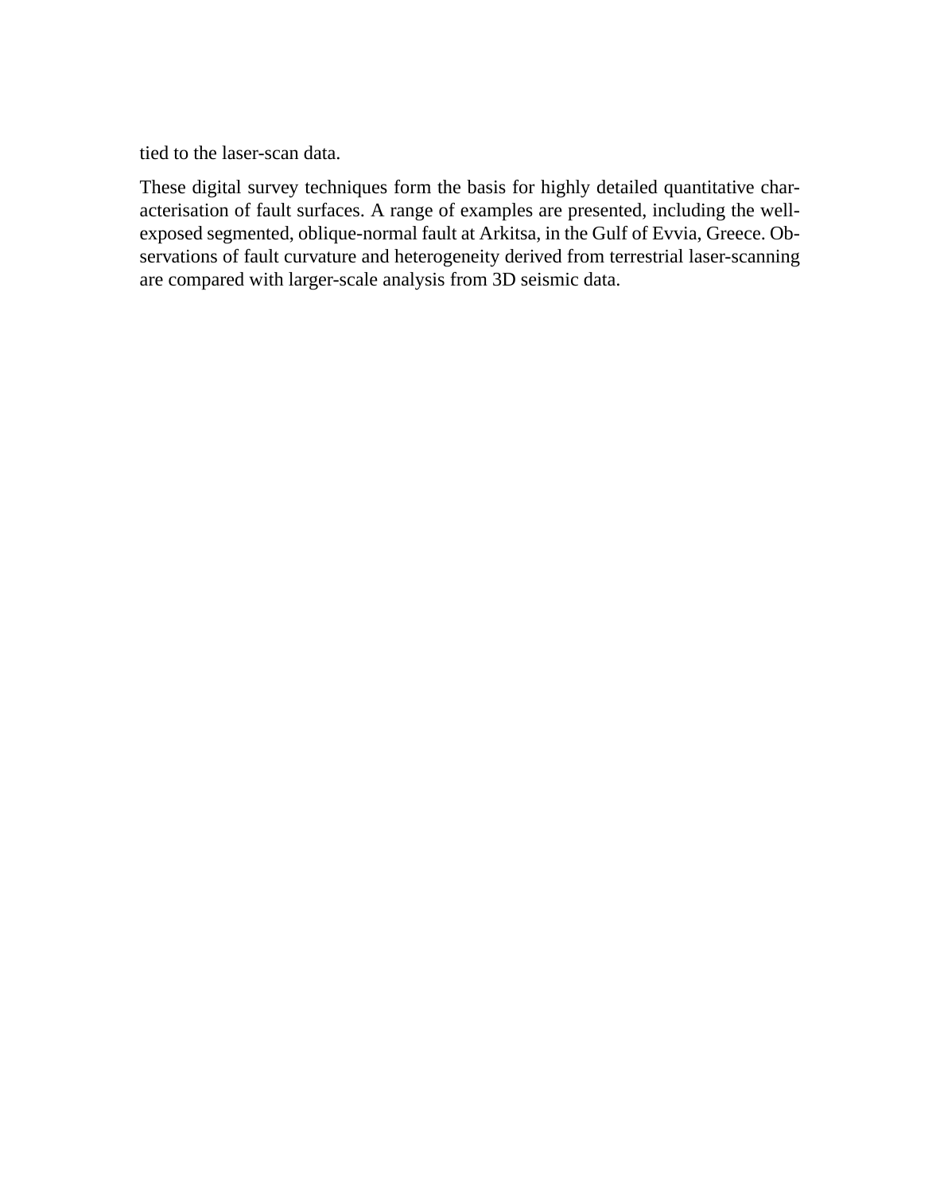tied to the laser-scan data.

These digital survey techniques form the basis for highly detailed quantitative characterisation of fault surfaces. A range of examples are presented, including the well-exposed segmented, oblique-normal fault at Arkitsa, in the Gulf of Evvia, Greece. Observations of fault curvature and heterogeneity derived from terrestrial laser-scanning are compared with larger-scale analysis from 3D seismic data.